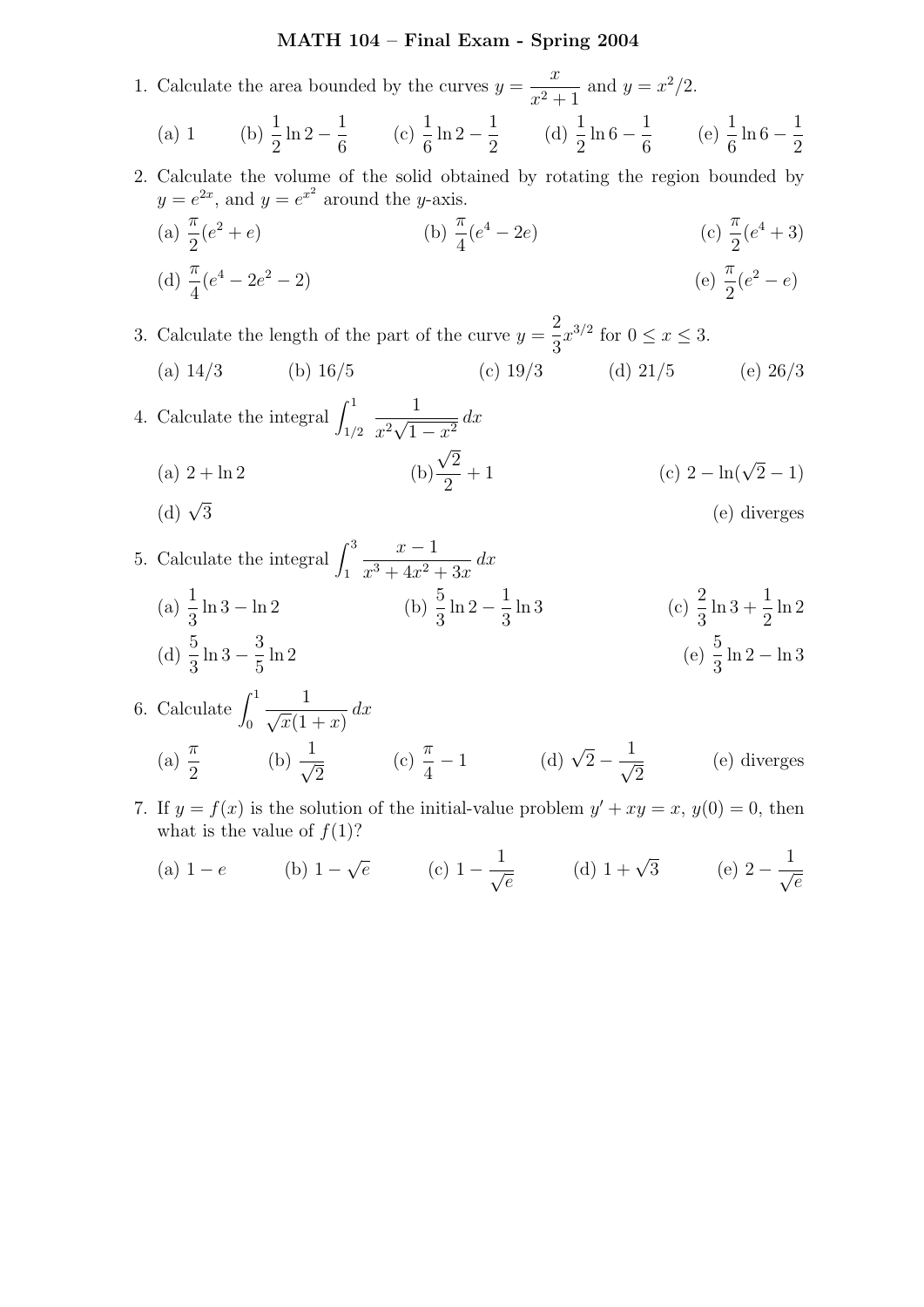# MATH 104 – Final Exam - Spring 2004

1. Calculate the area bounded by the curves $y = \dfrac{x}{x^2+1}$ and $y = x^2/2$.

   (a) 1 (b) $\dfrac{1}{2}\ln 2 - \dfrac{1}{6}$ (c) $\dfrac{1}{6}\ln 2 - \dfrac{1}{2}$ (d) $\dfrac{1}{2}\ln 6 - \dfrac{1}{6}$ (e) $\dfrac{1}{6}\ln 6 - \dfrac{1}{2}$

2. Calculate the volume of the solid obtained by rotating the region bounded by $y = e^{2x}$, and $y = e^{x^2}$ around the $y$-axis.

   (a) $\dfrac{\pi}{2}(e^2 + e)$ (b) $\dfrac{\pi}{4}(e^4 - 2e)$ (c) $\dfrac{\pi}{2}(e^4 + 3)$

   (d) $\dfrac{\pi}{4}(e^4 - 2e^2 - 2)$ (e) $\dfrac{\pi}{2}(e^2 - e)$

3. Calculate the length of the part of the curve $y = \dfrac{2}{3}x^{3/2}$ for $0 \leq x \leq 3$.

   (a) 14/3 (b) 16/5 (c) 19/3 (d) 21/5 (e) 26/3

4. Calculate the integral $\displaystyle\int_{1/2}^{1} \frac{1}{x^2\sqrt{1-x^2}}\,dx$

   (a) $2 + \ln 2$ (b) $\dfrac{\sqrt{2}}{2} + 1$ (c) $2 - \ln(\sqrt{2} - 1)$

   (d) $\sqrt{3}$ (e) diverges

5. Calculate the integral $\displaystyle\int_{1}^{3} \frac{x-1}{x^3 + 4x^2 + 3x}\,dx$

   (a) $\dfrac{1}{3}\ln 3 - \ln 2$ (b) $\dfrac{5}{3}\ln 2 - \dfrac{1}{3}\ln 3$ (c) $\dfrac{2}{3}\ln 3 + \dfrac{1}{2}\ln 2$

   (d) $\dfrac{5}{3}\ln 3 - \dfrac{3}{5}\ln 2$ (e) $\dfrac{5}{3}\ln 2 - \ln 3$

6. Calculate $\displaystyle\int_{0}^{1} \frac{1}{\sqrt{x}(1+x)}\,dx$

   (a) $\dfrac{\pi}{2}$ (b) $\dfrac{1}{\sqrt{2}}$ (c) $\dfrac{\pi}{4} - 1$ (d) $\sqrt{2} - \dfrac{1}{\sqrt{2}}$ (e) diverges

7. If $y = f(x)$ is the solution of the initial-value problem $y' + xy = x$, $y(0) = 0$, then what is the value of $f(1)$?

   (a) $1 - e$ (b) $1 - \sqrt{e}$ (c) $1 - \dfrac{1}{\sqrt{e}}$ (d) $1 + \sqrt{3}$ (e) $2 - \dfrac{1}{\sqrt{e}}$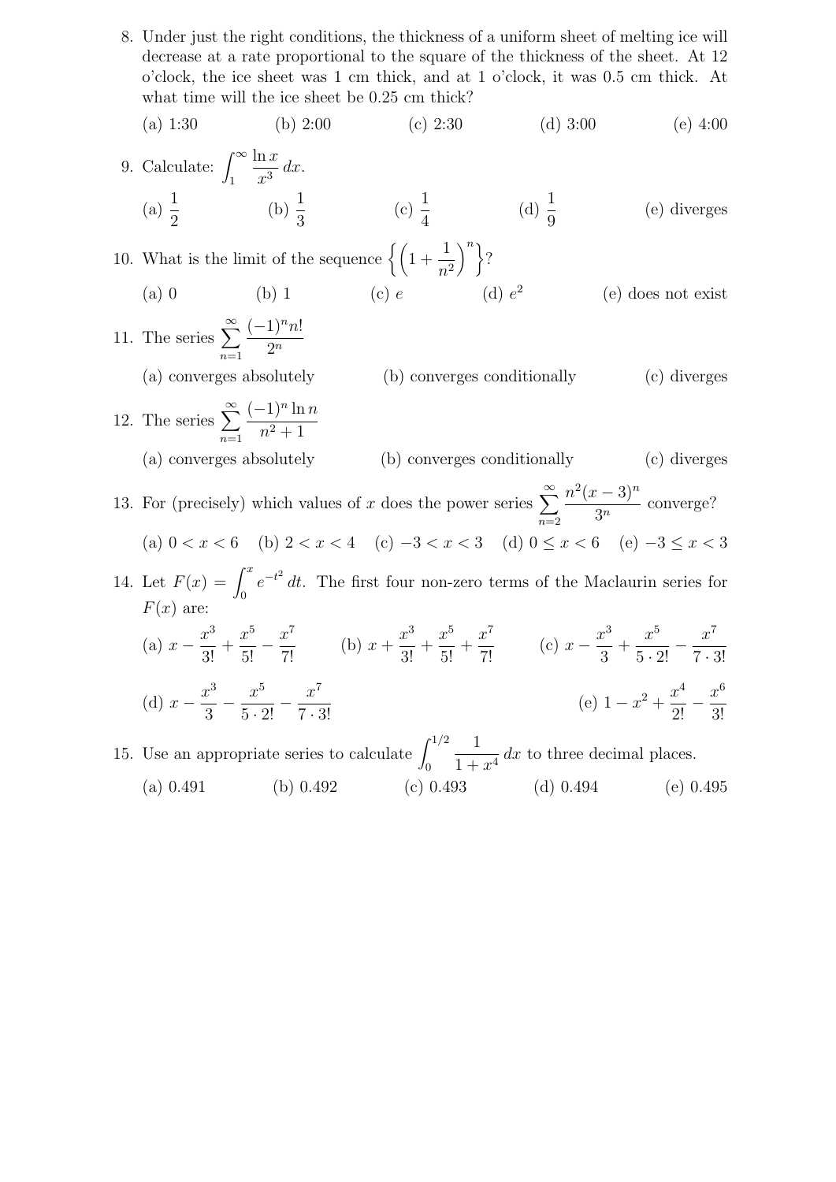8. Under just the right conditions, the thickness of a uniform sheet of melting ice will decrease at a rate proportional to the square of the thickness of the sheet. At 12 o'clock, the ice sheet was 1 cm thick, and at 1 o'clock, it was 0.5 cm thick. At what time will the ice sheet be 0.25 cm thick?

   (a) 1:30 (b) 2:00 (c) 2:30 (d) 3:00 (e) 4:00

9. Calculate: $\displaystyle\int_1^\infty \frac{\ln x}{x^3}\,dx$.

   (a) $\frac{1}{2}$ (b) $\frac{1}{3}$ (c) $\frac{1}{4}$ (d) $\frac{1}{9}$ (e) diverges

10. What is the limit of the sequence $\left\{\left(1+\frac{1}{n^2}\right)^n\right\}$?

    (a) 0 (b) 1 (c) $e$ (d) $e^2$ (e) does not exist

11. The series $\displaystyle\sum_{n=1}^{\infty} \frac{(-1)^n n!}{2^n}$

    (a) converges absolutely (b) converges conditionally (c) diverges

12. The series $\displaystyle\sum_{n=1}^{\infty} \frac{(-1)^n \ln n}{n^2+1}$

    (a) converges absolutely (b) converges conditionally (c) diverges

13. For (precisely) which values of $x$ does the power series $\displaystyle\sum_{n=2}^{\infty} \frac{n^2(x-3)^n}{3^n}$ converge?

    (a) $0 < x < 6$ (b) $2 < x < 4$ (c) $-3 < x < 3$ (d) $0 \le x < 6$ (e) $-3 \le x < 3$

14. Let $F(x) = \displaystyle\int_0^x e^{-t^2}\,dt$. The first four non-zero terms of the Maclaurin series for $F(x)$ are:

    (a) $x - \frac{x^3}{3!} + \frac{x^5}{5!} - \frac{x^7}{7!}$ (b) $x + \frac{x^3}{3!} + \frac{x^5}{5!} + \frac{x^7}{7!}$ (c) $x - \frac{x^3}{3} + \frac{x^5}{5\cdot 2!} - \frac{x^7}{7\cdot 3!}$

    (d) $x - \frac{x^3}{3} - \frac{x^5}{5\cdot 2!} - \frac{x^7}{7\cdot 3!}$ (e) $1 - x^2 + \frac{x^4}{2!} - \frac{x^6}{3!}$

15. Use an appropriate series to calculate $\displaystyle\int_0^{1/2} \frac{1}{1+x^4}\,dx$ to three decimal places.

    (a) 0.491 (b) 0.492 (c) 0.493 (d) 0.494 (e) 0.495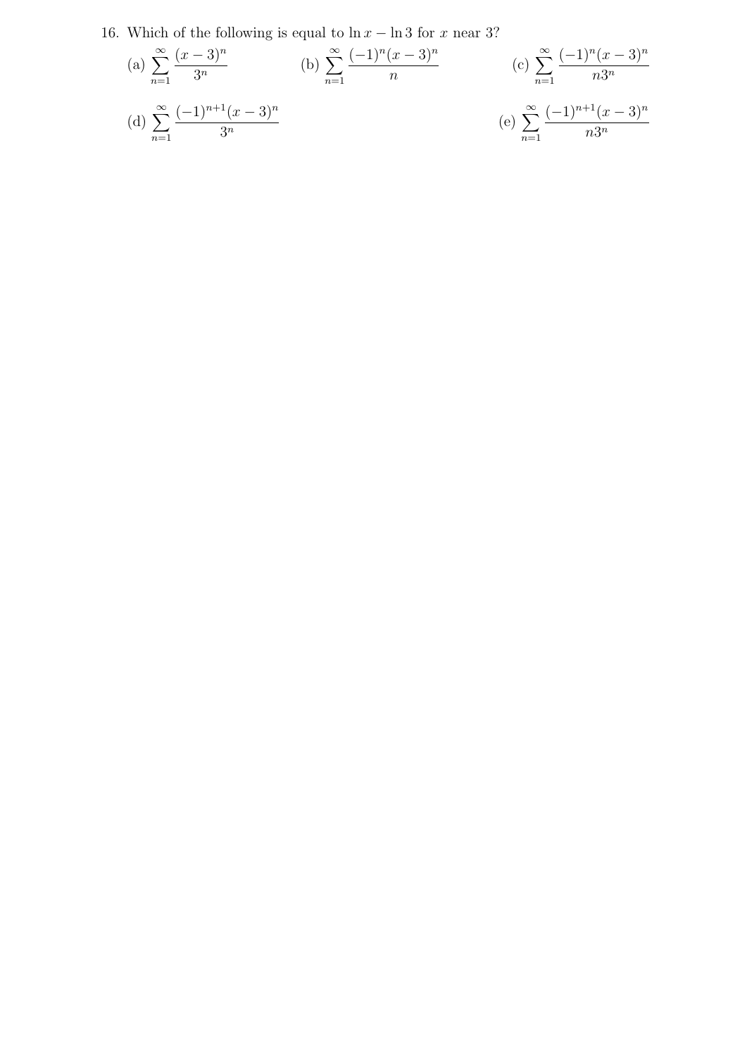16. Which of the following is equal to $\ln x - \ln 3$ for $x$ near 3?

(a) $\displaystyle\sum_{n=1}^{\infty} \frac{(x-3)^n}{3^n}$

(b) $\displaystyle\sum_{n=1}^{\infty} \frac{(-1)^n(x-3)^n}{n}$

(c) $\displaystyle\sum_{n=1}^{\infty} \frac{(-1)^n(x-3)^n}{n3^n}$

(d) $\displaystyle\sum_{n=1}^{\infty} \frac{(-1)^{n+1}(x-3)^n}{3^n}$

(e) $\displaystyle\sum_{n=1}^{\infty} \frac{(-1)^{n+1}(x-3)^n}{n3^n}$